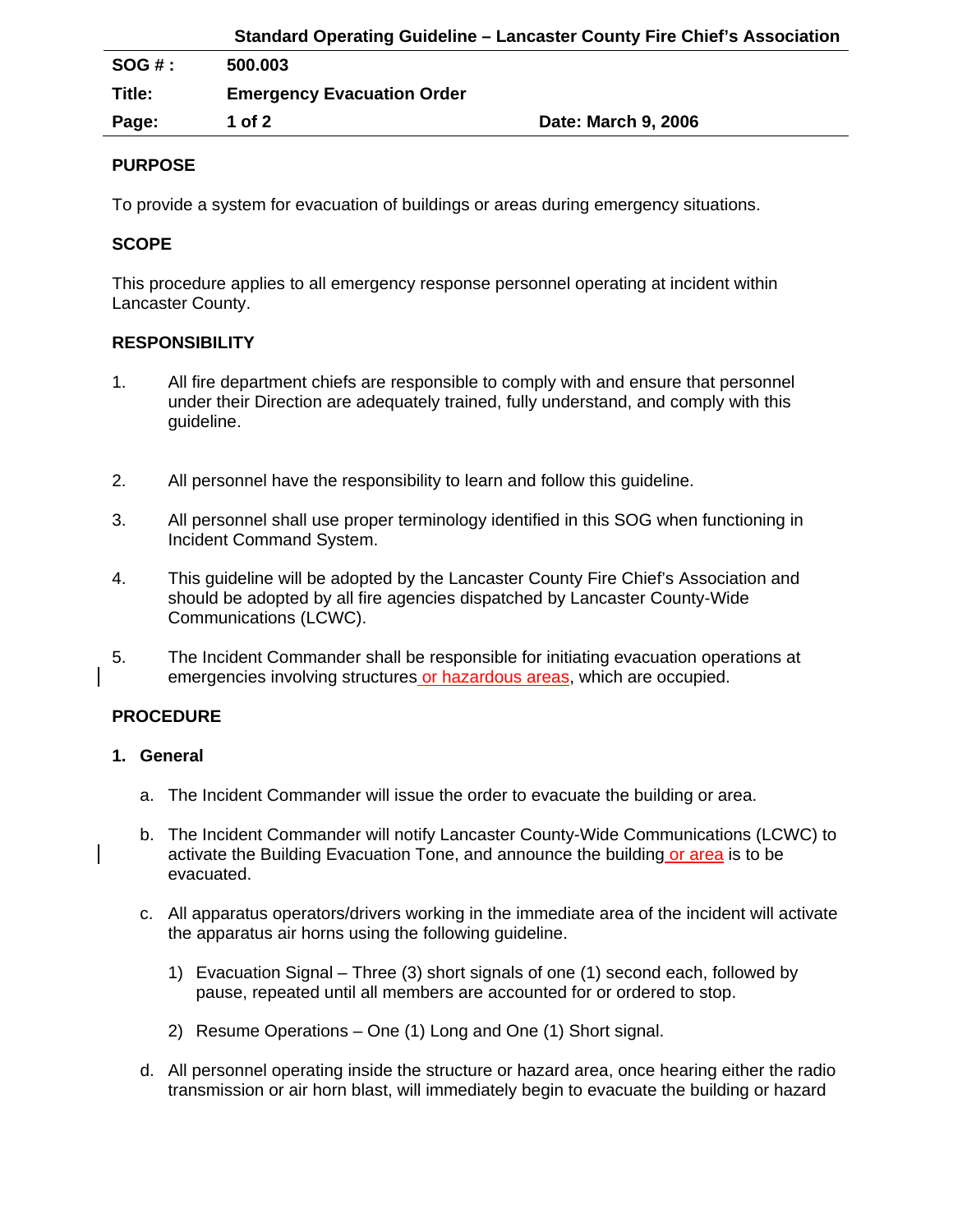| | | |
|---|---|---|
| **SOG # :** | **500.003** | |
| **Title:** | **Emergency Evacuation Order** | |
| **Page:** | **1 of 2** | **Date: March 9, 2006** |

## PURPOSE

To provide a system for evacuation of buildings or areas during emergency situations.

## SCOPE

This procedure applies to all emergency response personnel operating at incident within Lancaster County.

## RESPONSIBILITY

1. All fire department chiefs are responsible to comply with and ensure that personnel under their Direction are adequately trained, fully understand, and comply with this guideline.

2. All personnel have the responsibility to learn and follow this guideline.

3. All personnel shall use proper terminology identified in this SOG when functioning in Incident Command System.

4. This guideline will be adopted by the Lancaster County Fire Chief's Association and should be adopted by all fire agencies dispatched by Lancaster County-Wide Communications (LCWC).

5. The Incident Commander shall be responsible for initiating evacuation operations at emergencies involving structures or hazardous areas, which are occupied.

## PROCEDURE

### 1. General

a. The Incident Commander will issue the order to evacuate the building or area.

b. The Incident Commander will notify Lancaster County-Wide Communications (LCWC) to activate the Building Evacuation Tone, and announce the building or area is to be evacuated.

c. All apparatus operators/drivers working in the immediate area of the incident will activate the apparatus air horns using the following guideline.

   1) Evacuation Signal – Three (3) short signals of one (1) second each, followed by pause, repeated until all members are accounted for or ordered to stop.

   2) Resume Operations – One (1) Long and One (1) Short signal.

d. All personnel operating inside the structure or hazard area, once hearing either the radio transmission or air horn blast, will immediately begin to evacuate the building or hazard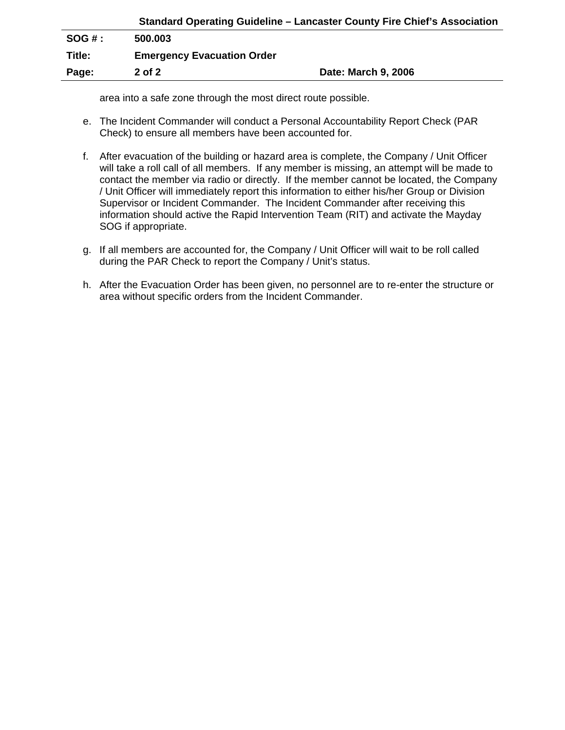area into a safe zone through the most direct route possible.

e. The Incident Commander will conduct a Personal Accountability Report Check (PAR Check) to ensure all members have been accounted for.

f. After evacuation of the building or hazard area is complete, the Company / Unit Officer will take a roll call of all members. If any member is missing, an attempt will be made to contact the member via radio or directly. If the member cannot be located, the Company / Unit Officer will immediately report this information to either his/her Group or Division Supervisor or Incident Commander. The Incident Commander after receiving this information should active the Rapid Intervention Team (RIT) and activate the Mayday SOG if appropriate.

g. If all members are accounted for, the Company / Unit Officer will wait to be roll called during the PAR Check to report the Company / Unit's status.

h. After the Evacuation Order has been given, no personnel are to re-enter the structure or area without specific orders from the Incident Commander.